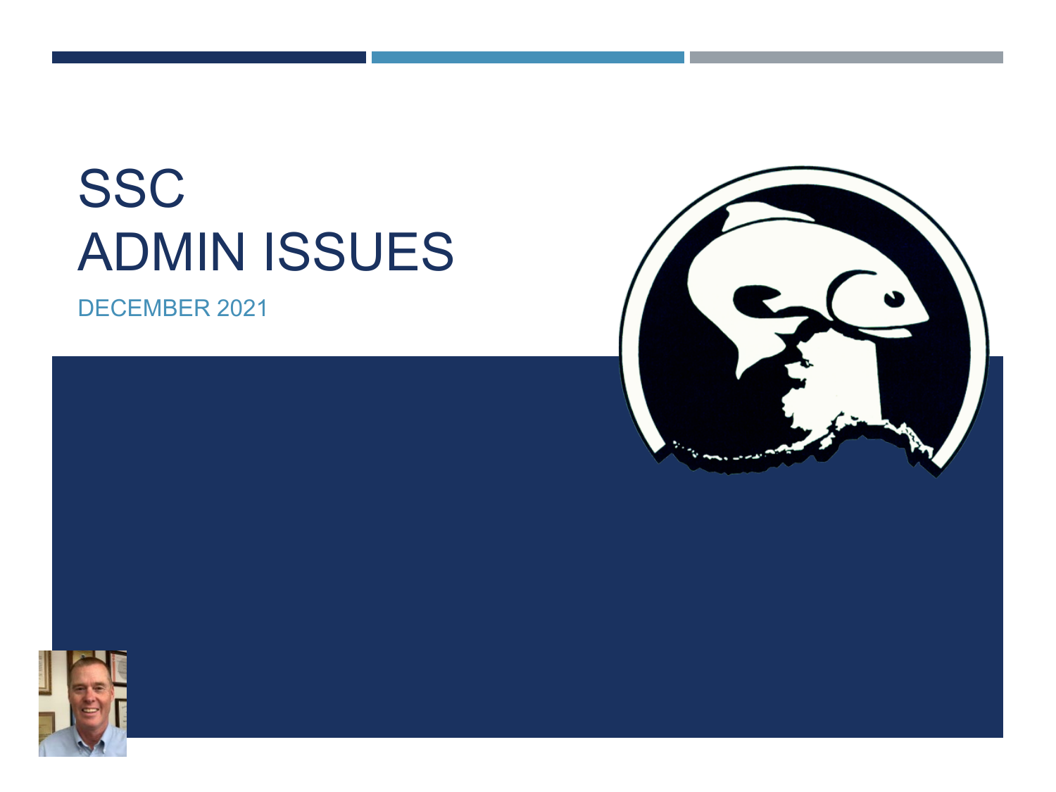# SSC ADMIN ISSUES

DECEMBER 2021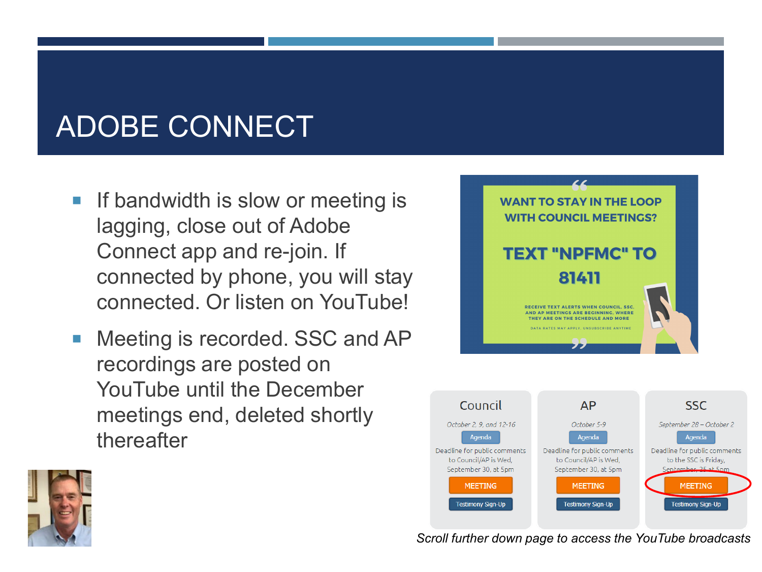# ADOBE CONNECT

- If bandwidth is slow or meeting is lagging, close out of Adobe Connect app and re-join. If connected by phone, you will stay connected. Or listen on YouTube!
- Meeting is recorded. SSC and AP recordings are posted on YouTube until the December meetings end, deleted shortly thereafter

WANT TO STAY IN THE LOOP WITH COUNCIL MEETINGS?

TEXT "NPFMC" TO 81411

RECEIVE TEXT ALERTS WHEN COUNCIL, SSC, AND AP MEETINGS ARE BEGINNING, WHERE THEY ARE ON THE SCHEDULE AND MORE

DATA RATES MAY APPLY. UNSUBSCRIBE ANYTIME

| Council | AP | SSC |
| --- | --- | --- |
| October 2, 9, and 12-16 | October 5-9 | September 28 – October 2 |
| Agenda | Agenda | Agenda |
| Deadline for public comments to Council/AP is Wed, September 30, at 5pm | Deadline for public comments to Council/AP is Wed, September 30, at 5pm | Deadline for public comments to the SSC is Friday, September 25 at 5pm |
| MEETING | MEETING | MEETING |
| Testimony Sign-Up | Testimony Sign-Up | Testimony Sign-Up |

*Scroll further down page to access the YouTube broadcasts*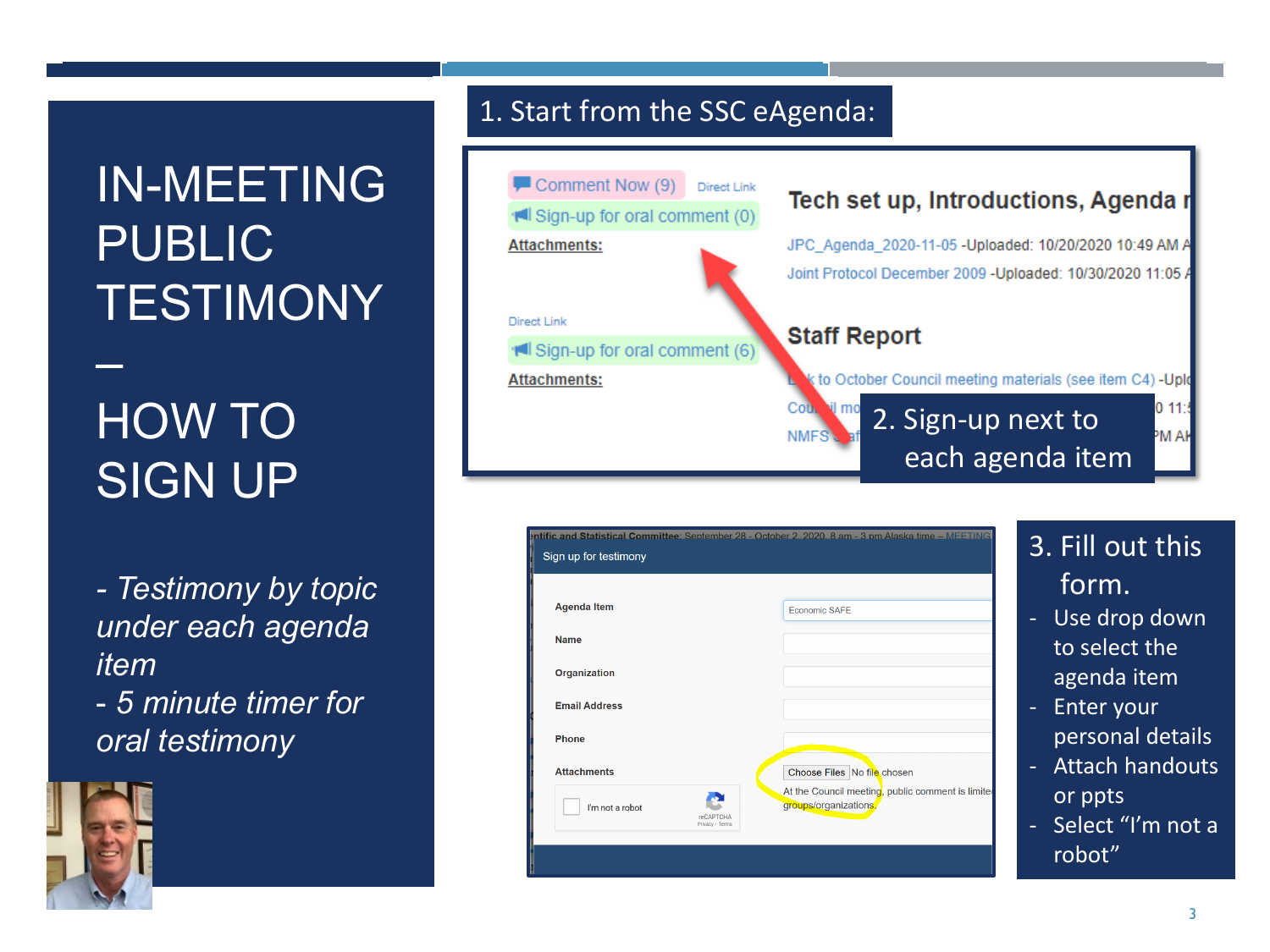# IN-MEETING PUBLIC TESTIMONY – HOW TO SIGN UP

- *Testimony by topic under each agenda item*
- *5 minute timer for oral testimony*

## 1. Start from the SSC eAgenda:

## 2. Sign-up next to each agenda item

## 3. Fill out this form.

- Use drop down to select the agenda item
- Enter your personal details
- Attach handouts or ppts
- Select "I'm not a robot"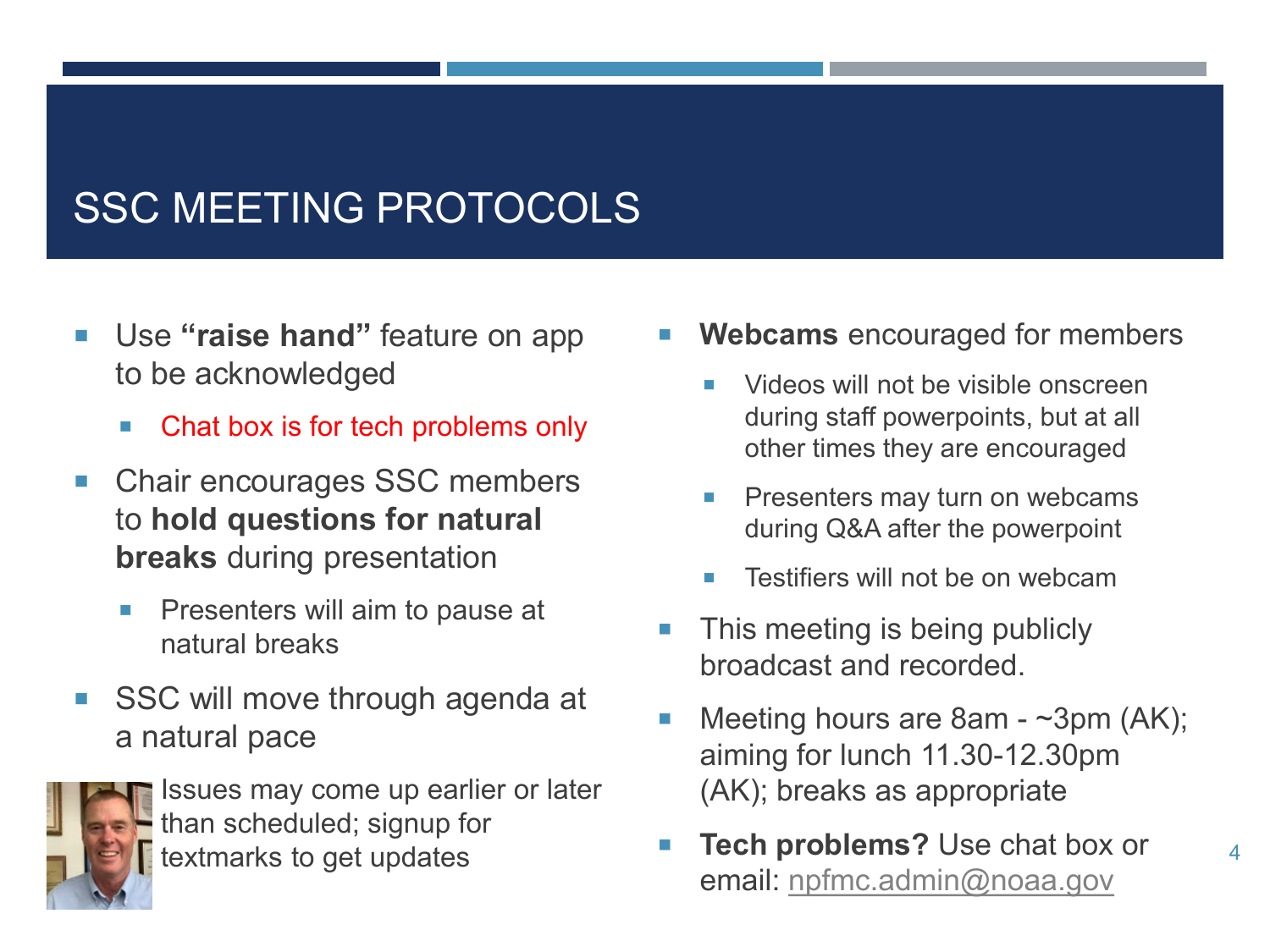# SSC MEETING PROTOCOLS

- Use **"raise hand"** feature on app to be acknowledged
  - Chat box is for tech problems only
- Chair encourages SSC members to **hold questions for natural breaks** during presentation
  - Presenters will aim to pause at natural breaks
- SSC will move through agenda at a natural pace

Issues may come up earlier or later than scheduled; signup for textmarks to get updates

- **Webcams** encouraged for members
  - Videos will not be visible onscreen during staff powerpoints, but at all other times they are encouraged
  - Presenters may turn on webcams during Q&A after the powerpoint
  - Testifiers will not be on webcam
- This meeting is being publicly broadcast and recorded.
- Meeting hours are 8am - ~3pm (AK); aiming for lunch 11.30-12.30pm (AK); breaks as appropriate
- **Tech problems?** Use chat box or email: npfmc.admin@noaa.gov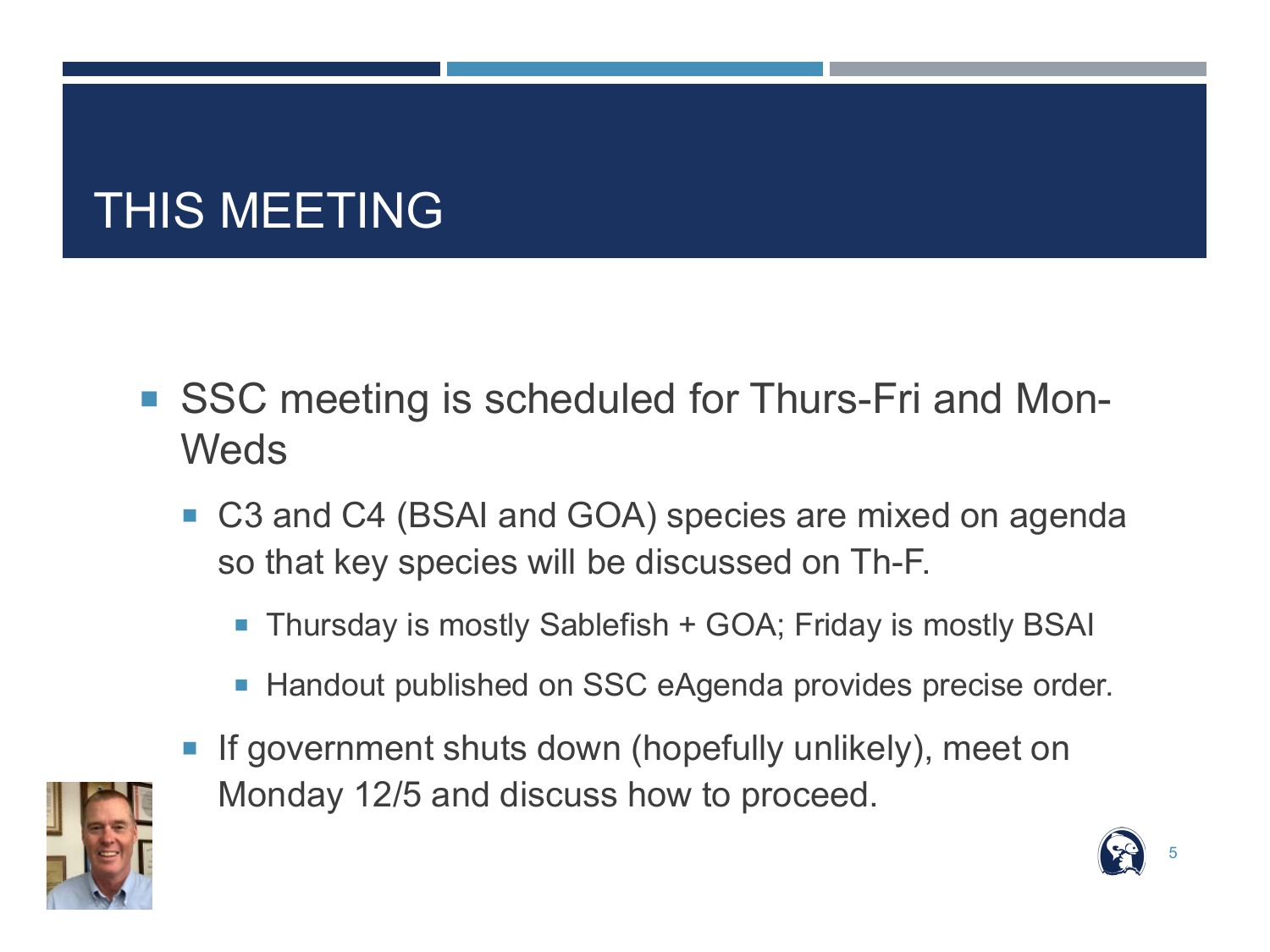# THIS MEETING

- SSC meeting is scheduled for Thurs-Fri and Mon-Weds
  - C3 and C4 (BSAI and GOA) species are mixed on agenda so that key species will be discussed on Th-F.
    - Thursday is mostly Sablefish + GOA; Friday is mostly BSAI
    - Handout published on SSC eAgenda provides precise order.
  - If government shuts down (hopefully unlikely), meet on Monday 12/5 and discuss how to proceed.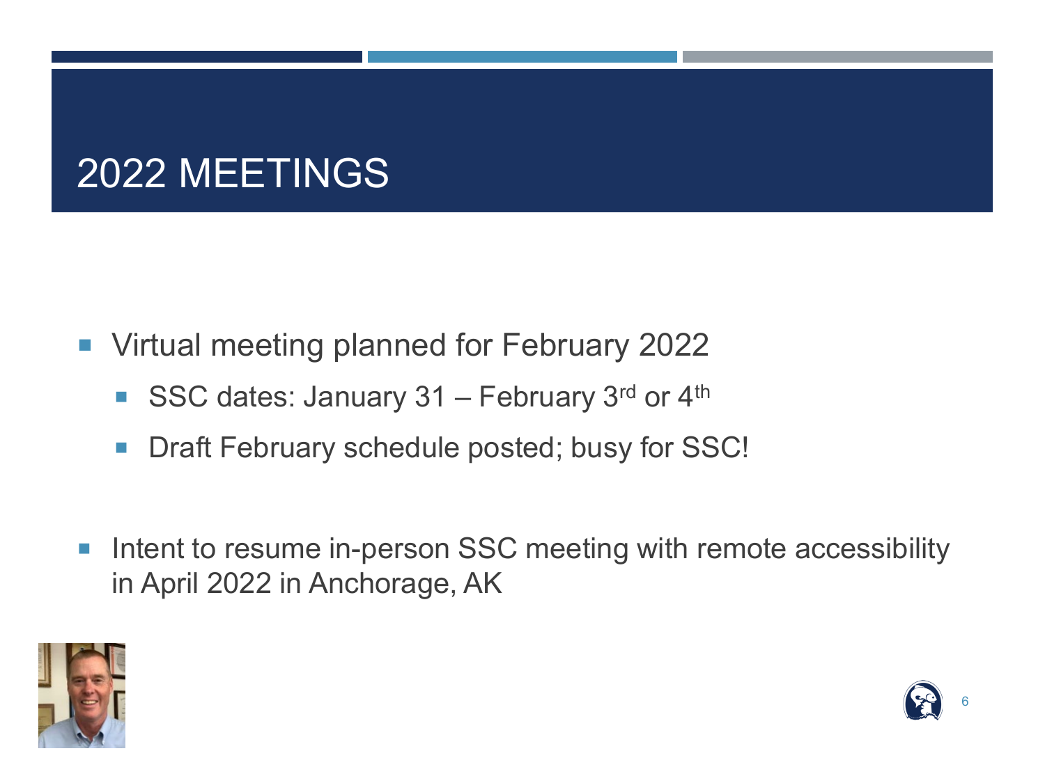# 2022 MEETINGS

- Virtual meeting planned for February 2022
  - SSC dates: January 31 – February 3rd or 4th
  - Draft February schedule posted; busy for SSC!
- Intent to resume in-person SSC meeting with remote accessibility in April 2022 in Anchorage, AK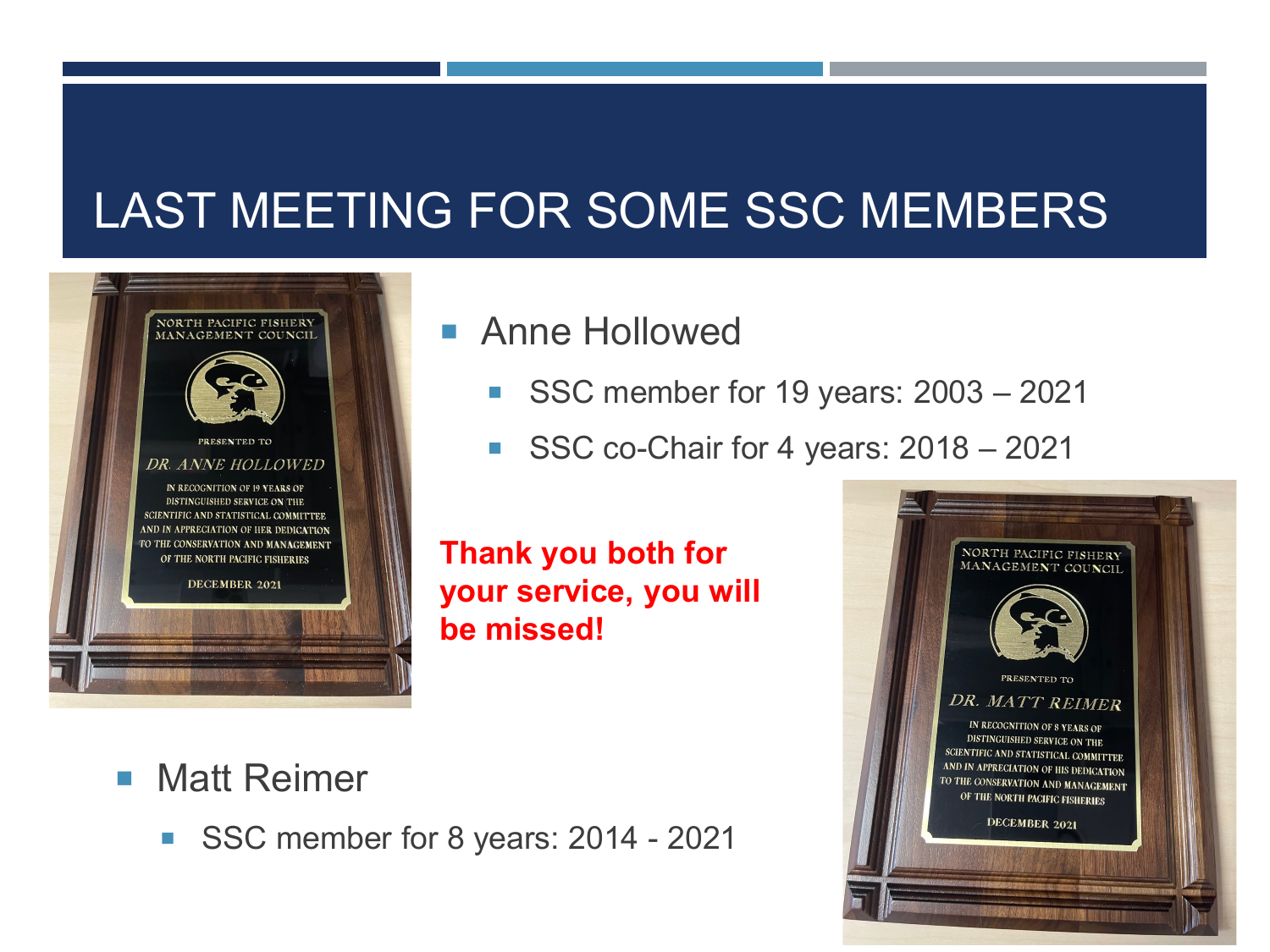# LAST MEETING FOR SOME SSC MEMBERS

- Anne Hollowed
  - SSC member for 19 years: 2003 – 2021
  - SSC co-Chair for 4 years: 2018 – 2021

**Thank you both for your service, you will be missed!**

- Matt Reimer
  - SSC member for 8 years: 2014 - 2021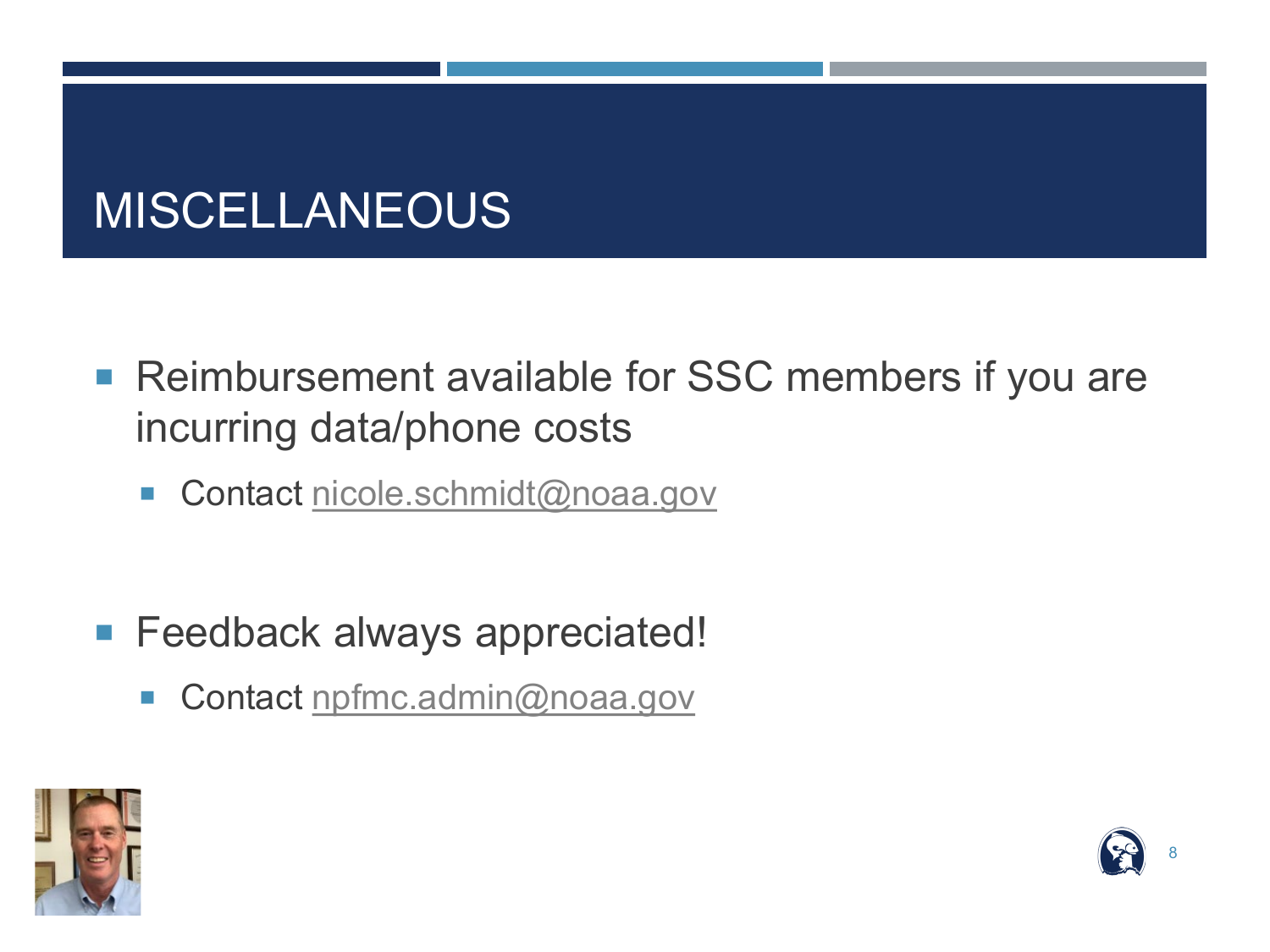# MISCELLANEOUS

- Reimbursement available for SSC members if you are incurring data/phone costs
  - Contact nicole.schmidt@noaa.gov

- Feedback always appreciated!
  - Contact npfmc.admin@noaa.gov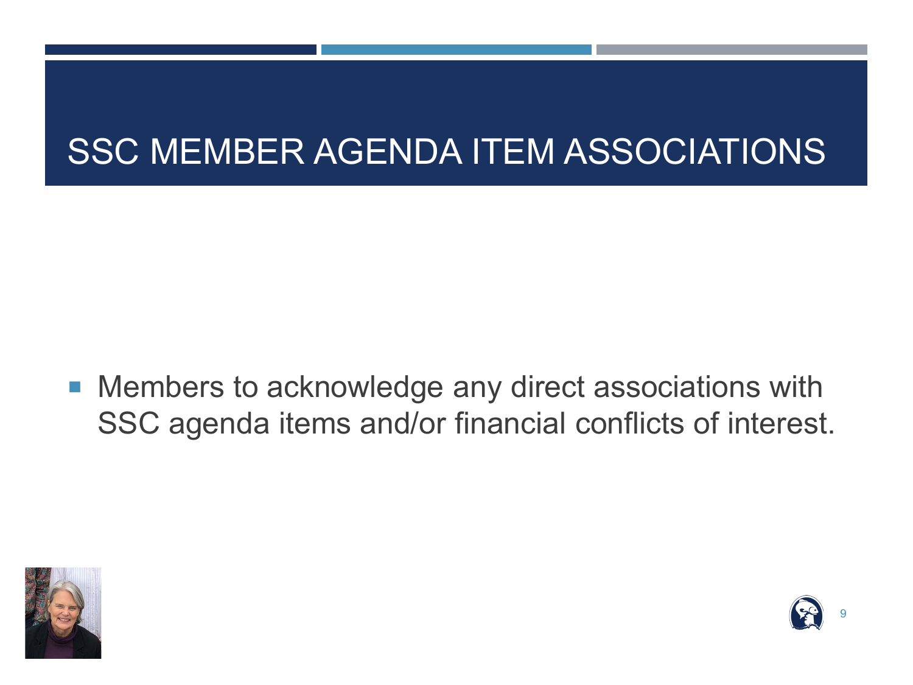# SSC MEMBER AGENDA ITEM ASSOCIATIONS

- Members to acknowledge any direct associations with SSC agenda items and/or financial conflicts of interest.